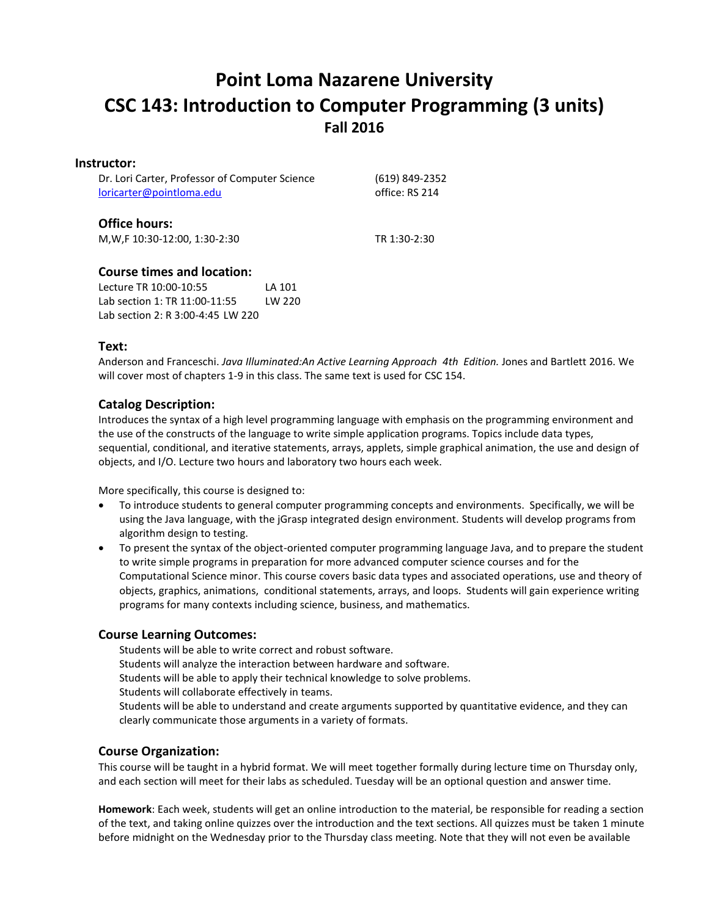# Point Loma Nazarene University
# CSC 143: Introduction to Computer Programming (3 units)
## Fall 2016

### Instructor:

Dr. Lori Carter, Professor of Computer Science (619) 849-2352
loricarter@pointloma.edu office: RS 214

### Office hours:

M,W,F 10:30-12:00, 1:30-2:30 TR 1:30-2:30

### Course times and location:

Lecture TR 10:00-10:55 LA 101
Lab section 1: TR 11:00-11:55 LW 220
Lab section 2: R 3:00-4:45 LW 220

### Text:

Anderson and Franceschi. *Java Illuminated:An Active Learning Approach 4th Edition.* Jones and Bartlett 2016. We will cover most of chapters 1-9 in this class. The same text is used for CSC 154.

### Catalog Description:

Introduces the syntax of a high level programming language with emphasis on the programming environment and the use of the constructs of the language to write simple application programs. Topics include data types, sequential, conditional, and iterative statements, arrays, applets, simple graphical animation, the use and design of objects, and I/O. Lecture two hours and laboratory two hours each week.

More specifically, this course is designed to:

- To introduce students to general computer programming concepts and environments. Specifically, we will be using the Java language, with the jGrasp integrated design environment. Students will develop programs from algorithm design to testing.
- To present the syntax of the object-oriented computer programming language Java, and to prepare the student to write simple programs in preparation for more advanced computer science courses and for the Computational Science minor. This course covers basic data types and associated operations, use and theory of objects, graphics, animations, conditional statements, arrays, and loops. Students will gain experience writing programs for many contexts including science, business, and mathematics.

### Course Learning Outcomes:

Students will be able to write correct and robust software.
Students will analyze the interaction between hardware and software.
Students will be able to apply their technical knowledge to solve problems.
Students will collaborate effectively in teams.
Students will be able to understand and create arguments supported by quantitative evidence, and they can clearly communicate those arguments in a variety of formats.

### Course Organization:

This course will be taught in a hybrid format. We will meet together formally during lecture time on Thursday only, and each section will meet for their labs as scheduled. Tuesday will be an optional question and answer time.

**Homework**: Each week, students will get an online introduction to the material, be responsible for reading a section of the text, and taking online quizzes over the introduction and the text sections. All quizzes must be taken 1 minute before midnight on the Wednesday prior to the Thursday class meeting. Note that they will not even be available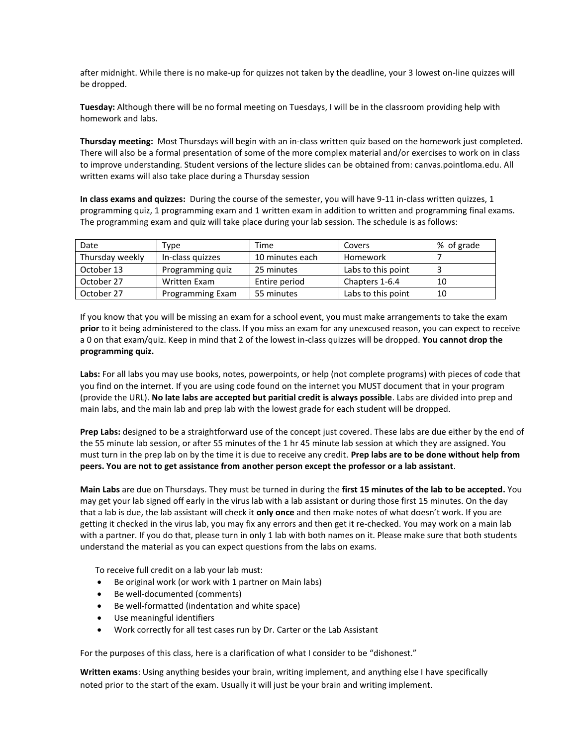after midnight. While there is no make-up for quizzes not taken by the deadline, your 3 lowest on-line quizzes will be dropped.

**Tuesday:** Although there will be no formal meeting on Tuesdays, I will be in the classroom providing help with homework and labs.

**Thursday meeting:** Most Thursdays will begin with an in-class written quiz based on the homework just completed. There will also be a formal presentation of some of the more complex material and/or exercises to work on in class to improve understanding. Student versions of the lecture slides can be obtained from: canvas.pointloma.edu. All written exams will also take place during a Thursday session

**In class exams and quizzes:** During the course of the semester, you will have 9-11 in-class written quizzes, 1 programming quiz, 1 programming exam and 1 written exam in addition to written and programming final exams. The programming exam and quiz will take place during your lab session. The schedule is as follows:

| Date | Type | Time | Covers | % of grade |
|---|---|---|---|---|
| Thursday weekly | In-class quizzes | 10 minutes each | Homework | 7 |
| October 13 | Programming quiz | 25 minutes | Labs to this point | 3 |
| October 27 | Written Exam | Entire period | Chapters 1-6.4 | 10 |
| October 27 | Programming Exam | 55 minutes | Labs to this point | 10 |

If you know that you will be missing an exam for a school event, you must make arrangements to take the exam **prior** to it being administered to the class. If you miss an exam for any unexcused reason, you can expect to receive a 0 on that exam/quiz. Keep in mind that 2 of the lowest in-class quizzes will be dropped. **You cannot drop the programming quiz.**

**Labs:** For all labs you may use books, notes, powerpoints, or help (not complete programs) with pieces of code that you find on the internet. If you are using code found on the internet you MUST document that in your program (provide the URL). **No late labs are accepted but paritial credit is always possible**. Labs are divided into prep and main labs, and the main lab and prep lab with the lowest grade for each student will be dropped.

**Prep Labs:** designed to be a straightforward use of the concept just covered. These labs are due either by the end of the 55 minute lab session, or after 55 minutes of the 1 hr 45 minute lab session at which they are assigned. You must turn in the prep lab on by the time it is due to receive any credit. **Prep labs are to be done without help from peers. You are not to get assistance from another person except the professor or a lab assistant**.

**Main Labs** are due on Thursdays. They must be turned in during the **first 15 minutes of the lab to be accepted.** You may get your lab signed off early in the virus lab with a lab assistant or during those first 15 minutes. On the day that a lab is due, the lab assistant will check it **only once** and then make notes of what doesn't work. If you are getting it checked in the virus lab, you may fix any errors and then get it re-checked. You may work on a main lab with a partner. If you do that, please turn in only 1 lab with both names on it. Please make sure that both students understand the material as you can expect questions from the labs on exams.

To receive full credit on a lab your lab must:

- Be original work (or work with 1 partner on Main labs)
- Be well-documented (comments)
- Be well-formatted (indentation and white space)
- Use meaningful identifiers
- Work correctly for all test cases run by Dr. Carter or the Lab Assistant

For the purposes of this class, here is a clarification of what I consider to be "dishonest."

**Written exams**: Using anything besides your brain, writing implement, and anything else I have specifically noted prior to the start of the exam. Usually it will just be your brain and writing implement.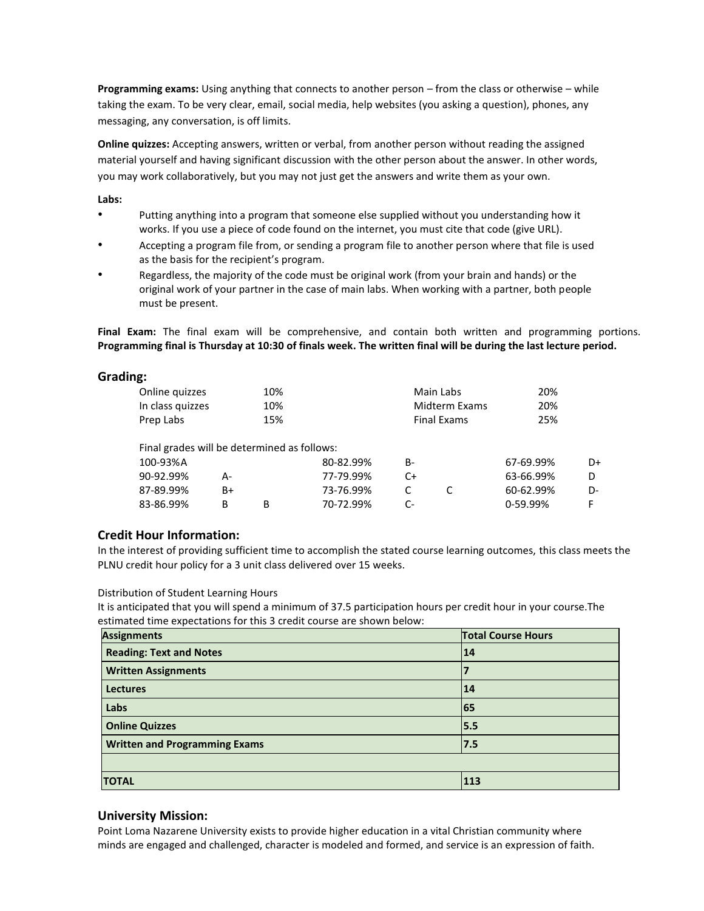**Programming exams:** Using anything that connects to another person – from the class or otherwise – while taking the exam. To be very clear, email, social media, help websites (you asking a question), phones, any messaging, any conversation, is off limits.

**Online quizzes:** Accepting answers, written or verbal, from another person without reading the assigned material yourself and having significant discussion with the other person about the answer. In other words, you may work collaboratively, but you may not just get the answers and write them as your own.

**Labs:**

- Putting anything into a program that someone else supplied without you understanding how it works. If you use a piece of code found on the internet, you must cite that code (give URL).
- Accepting a program file from, or sending a program file to another person where that file is used as the basis for the recipient's program.
- Regardless, the majority of the code must be original work (from your brain and hands) or the original work of your partner in the case of main labs. When working with a partner, both people must be present.

**Final Exam:** The final exam will be comprehensive, and contain both written and programming portions. **Programming final is Thursday at 10:30 of finals week. The written final will be during the last lecture period.**

## Grading:

| | | | |
|---|---|---|---|
| Online quizzes | 10% | Main Labs | 20% |
| In class quizzes | 10% | Midterm Exams | 20% |
| Prep Labs | 15% | Final Exams | 25% |

Final grades will be determined as follows:

| | | | | | | | | |
|---|---|---|---|---|---|---|---|---|
| 100-93% | A | | 80-82.99% | B- | | 67-69.99% | D+ |
| 90-92.99% | A- | | 77-79.99% | C+ | | 63-66.99% | D |
| 87-89.99% | B+ | | 73-76.99% | C | C | 60-62.99% | D- |
| 83-86.99% | B | B | 70-72.99% | C- | | 0-59.99% | F |

## Credit Hour Information:

In the interest of providing sufficient time to accomplish the stated course learning outcomes, this class meets the PLNU credit hour policy for a 3 unit class delivered over 15 weeks.

Distribution of Student Learning Hours

It is anticipated that you will spend a minimum of 37.5 participation hours per credit hour in your course.The estimated time expectations for this 3 credit course are shown below:

| Assignments | Total Course Hours |
|---|---|
| Reading: Text and Notes | 14 |
| Written Assignments | 7 |
| Lectures | 14 |
| Labs | 65 |
| Online Quizzes | 5.5 |
| Written and Programming Exams | 7.5 |
| | |
| TOTAL | 113 |

## University Mission:

Point Loma Nazarene University exists to provide higher education in a vital Christian community where minds are engaged and challenged, character is modeled and formed, and service is an expression of faith.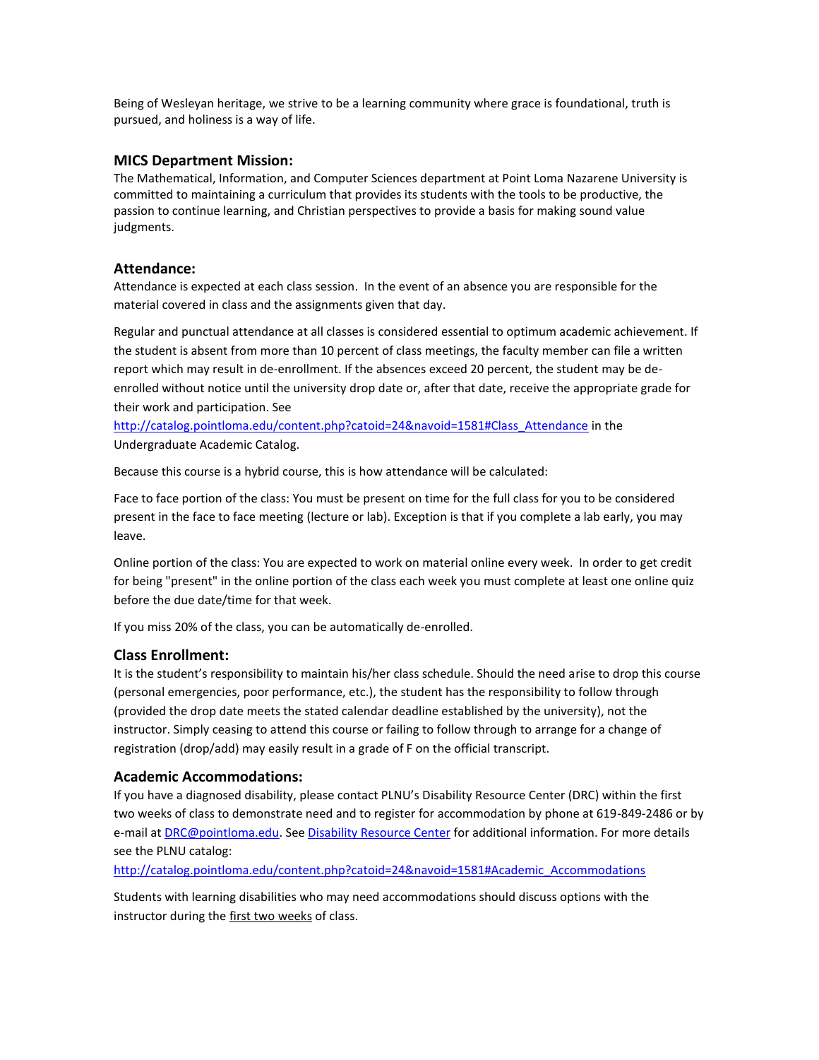Being of Wesleyan heritage, we strive to be a learning community where grace is foundational, truth is pursued, and holiness is a way of life.

### MICS Department Mission:

The Mathematical, Information, and Computer Sciences department at Point Loma Nazarene University is committed to maintaining a curriculum that provides its students with the tools to be productive, the passion to continue learning, and Christian perspectives to provide a basis for making sound value judgments.

### Attendance:

Attendance is expected at each class session. In the event of an absence you are responsible for the material covered in class and the assignments given that day.

Regular and punctual attendance at all classes is considered essential to optimum academic achievement. If the student is absent from more than 10 percent of class meetings, the faculty member can file a written report which may result in de-enrollment. If the absences exceed 20 percent, the student may be de-enrolled without notice until the university drop date or, after that date, receive the appropriate grade for their work and participation. See http://catalog.pointloma.edu/content.php?catoid=24&navoid=1581#Class_Attendance in the Undergraduate Academic Catalog.

Because this course is a hybrid course, this is how attendance will be calculated:

Face to face portion of the class: You must be present on time for the full class for you to be considered present in the face to face meeting (lecture or lab). Exception is that if you complete a lab early, you may leave.

Online portion of the class: You are expected to work on material online every week. In order to get credit for being "present" in the online portion of the class each week you must complete at least one online quiz before the due date/time for that week.

If you miss 20% of the class, you can be automatically de-enrolled.

### Class Enrollment:

It is the student's responsibility to maintain his/her class schedule. Should the need arise to drop this course (personal emergencies, poor performance, etc.), the student has the responsibility to follow through (provided the drop date meets the stated calendar deadline established by the university), not the instructor. Simply ceasing to attend this course or failing to follow through to arrange for a change of registration (drop/add) may easily result in a grade of F on the official transcript.

### Academic Accommodations:

If you have a diagnosed disability, please contact PLNU's Disability Resource Center (DRC) within the first two weeks of class to demonstrate need and to register for accommodation by phone at 619-849-2486 or by e-mail at DRC@pointloma.edu. See Disability Resource Center for additional information. For more details see the PLNU catalog: http://catalog.pointloma.edu/content.php?catoid=24&navoid=1581#Academic_Accommodations

Students with learning disabilities who may need accommodations should discuss options with the instructor during the first two weeks of class.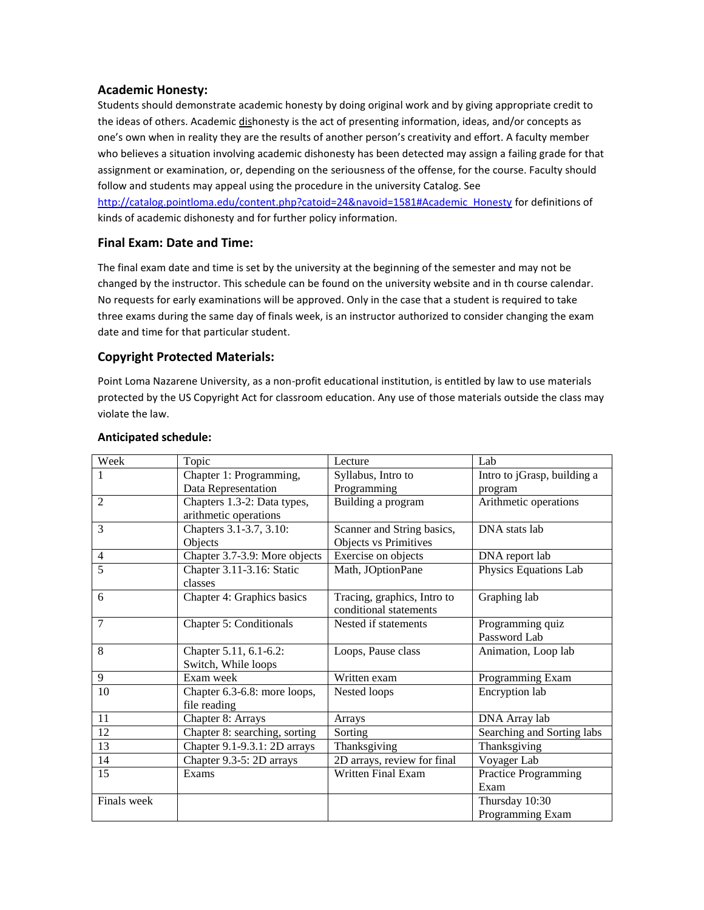### Academic Honesty:

Students should demonstrate academic honesty by doing original work and by giving appropriate credit to the ideas of others. Academic dishonesty is the act of presenting information, ideas, and/or concepts as one's own when in reality they are the results of another person's creativity and effort. A faculty member who believes a situation involving academic dishonesty has been detected may assign a failing grade for that assignment or examination, or, depending on the seriousness of the offense, for the course. Faculty should follow and students may appeal using the procedure in the university Catalog. See http://catalog.pointloma.edu/content.php?catoid=24&navoid=1581#Academic_Honesty for definitions of kinds of academic dishonesty and for further policy information.

### Final Exam: Date and Time:

The final exam date and time is set by the university at the beginning of the semester and may not be changed by the instructor. This schedule can be found on the university website and in th course calendar. No requests for early examinations will be approved. Only in the case that a student is required to take three exams during the same day of finals week, is an instructor authorized to consider changing the exam date and time for that particular student.

### Copyright Protected Materials:

Point Loma Nazarene University, as a non-profit educational institution, is entitled by law to use materials protected by the US Copyright Act for classroom education. Any use of those materials outside the class may violate the law.

#### Anticipated schedule:

| Week | Topic | Lecture | Lab |
|---|---|---|---|
| 1 | Chapter 1: Programming, Data Representation | Syllabus, Intro to Programming | Intro to jGrasp, building a program |
| 2 | Chapters 1.3-2: Data types, arithmetic operations | Building a program | Arithmetic operations |
| 3 | Chapters 3.1-3.7, 3.10: Objects | Scanner and String basics, Objects vs Primitives | DNA stats lab |
| 4 | Chapter 3.7-3.9: More objects | Exercise on objects | DNA report lab |
| 5 | Chapter 3.11-3.16: Static classes | Math, JOptionPane | Physics Equations Lab |
| 6 | Chapter 4: Graphics basics | Tracing, graphics, Intro to conditional statements | Graphing lab |
| 7 | Chapter 5: Conditionals | Nested if statements | Programming quiz Password Lab |
| 8 | Chapter 5.11, 6.1-6.2: Switch, While loops | Loops, Pause class | Animation, Loop lab |
| 9 | Exam week | Written exam | Programming Exam |
| 10 | Chapter 6.3-6.8: more loops, file reading | Nested loops | Encryption lab |
| 11 | Chapter 8: Arrays | Arrays | DNA Array lab |
| 12 | Chapter 8: searching, sorting | Sorting | Searching and Sorting labs |
| 13 | Chapter 9.1-9.3.1: 2D arrays | Thanksgiving | Thanksgiving |
| 14 | Chapter 9.3-5: 2D arrays | 2D arrays, review for final | Voyager Lab |
| 15 | Exams | Written Final Exam | Practice Programming Exam |
| Finals week | | | Thursday 10:30 Programming Exam |